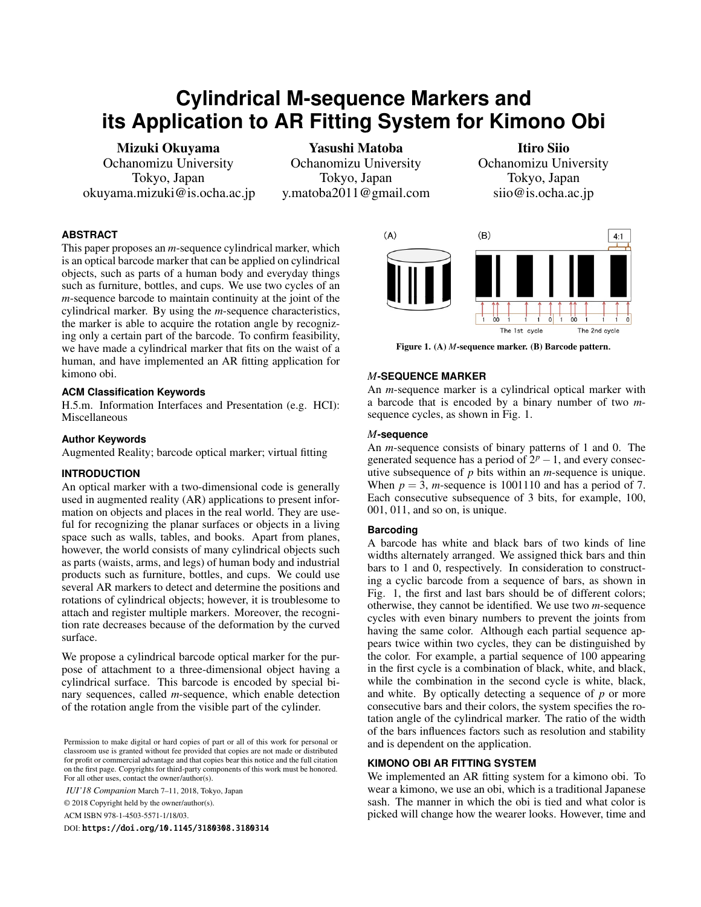// Cylindrical M-sequence Markers and its Application to AR Fitting System for Kimono Obi
# Cylindrical M-sequence Markers and its Application to AR Fitting System for Kimono Obi

**Mizuki Okuyama**
Ochanomizu University
Tokyo, Japan
okuyama.mizuki@is.ocha.ac.jp

**Yasushi Matoba**
Ochanomizu University
Tokyo, Japan
y.matoba2011@gmail.com

**Itiro Siio**
Ochanomizu University
Tokyo, Japan
siio@is.ocha.ac.jp

## ABSTRACT

This paper proposes an *m*-sequence cylindrical marker, which is an optical barcode marker that can be applied on cylindrical objects, such as parts of a human body and everyday things such as furniture, bottles, and cups. We use two cycles of an *m*-sequence barcode to maintain continuity at the joint of the cylindrical marker. By using the *m*-sequence characteristics, the marker is able to acquire the rotation angle by recognizing only a certain part of the barcode. To confirm feasibility, we have made a cylindrical marker that fits on the waist of a human, and have implemented an AR fitting application for kimono obi.

### ACM Classification Keywords

H.5.m. Information Interfaces and Presentation (e.g. HCI): Miscellaneous

### Author Keywords

Augmented Reality; barcode optical marker; virtual fitting

## INTRODUCTION

An optical marker with a two-dimensional code is generally used in augmented reality (AR) applications to present information on objects and places in the real world. They are useful for recognizing the planar surfaces or objects in a living space such as walls, tables, and books. Apart from planes, however, the world consists of many cylindrical objects such as parts (waists, arms, and legs) of human body and industrial products such as furniture, bottles, and cups. We could use several AR markers to detect and determine the positions and rotations of cylindrical objects; however, it is troublesome to attach and register multiple markers. Moreover, the recognition rate decreases because of the deformation by the curved surface.

We propose a cylindrical barcode optical marker for the purpose of attachment to a three-dimensional object having a cylindrical surface. This barcode is encoded by special binary sequences, called *m*-sequence, which enable detection of the rotation angle from the visible part of the cylinder.

Permission to make digital or hard copies of part or all of this work for personal or classroom use is granted without fee provided that copies are not made or distributed for profit or commercial advantage and that copies bear this notice and the full citation on the first page. Copyrights for third-party components of this work must be honored. For all other uses, contact the owner/author(s).

*IUI'18 Companion* March 7–11, 2018, Tokyo, Japan

© 2018 Copyright held by the owner/author(s).

ACM ISBN 978-1-4503-5571-1/18/03.

DOI: https://doi.org/10.1145/3180308.3180314

(A) (B) 4:1

1 00 1 1 1 0 1 00 1 1 1 0

The 1st cycle The 2nd cycle

Figure 1. (A) *M*-sequence marker. (B) Barcode pattern.

## *M*-SEQUENCE MARKER

An *m*-sequence marker is a cylindrical optical marker with a barcode that is encoded by a binary number of two *m*-sequence cycles, as shown in Fig. 1.

### *M*-sequence

An *m*-sequence consists of binary patterns of 1 and 0. The generated sequence has a period of $2^p - 1$, and every consecutive subsequence of $p$ bits within an *m*-sequence is unique. When $p = 3$, *m*-sequence is 1001110 and has a period of 7. Each consecutive subsequence of 3 bits, for example, 100, 001, 011, and so on, is unique.

### Barcoding

A barcode has white and black bars of two kinds of line widths alternately arranged. We assigned thick bars and thin bars to 1 and 0, respectively. In consideration to constructing a cyclic barcode from a sequence of bars, as shown in Fig. 1, the first and last bars should be of different colors; otherwise, they cannot be identified. We use two *m*-sequence cycles with even binary numbers to prevent the joints from having the same color. Although each partial sequence appears twice within two cycles, they can be distinguished by the color. For example, a partial sequence of 100 appearing in the first cycle is a combination of black, white, and black, while the combination in the second cycle is white, black, and white. By optically detecting a sequence of $p$ or more consecutive bars and their colors, the system specifies the rotation angle of the cylindrical marker. The ratio of the width of the bars influences factors such as resolution and stability and is dependent on the application.

## KIMONO OBI AR FITTING SYSTEM

We implemented an AR fitting system for a kimono obi. To wear a kimono, we use an obi, which is a traditional Japanese sash. The manner in which the obi is tied and what color is picked will change how the wearer looks. However, time and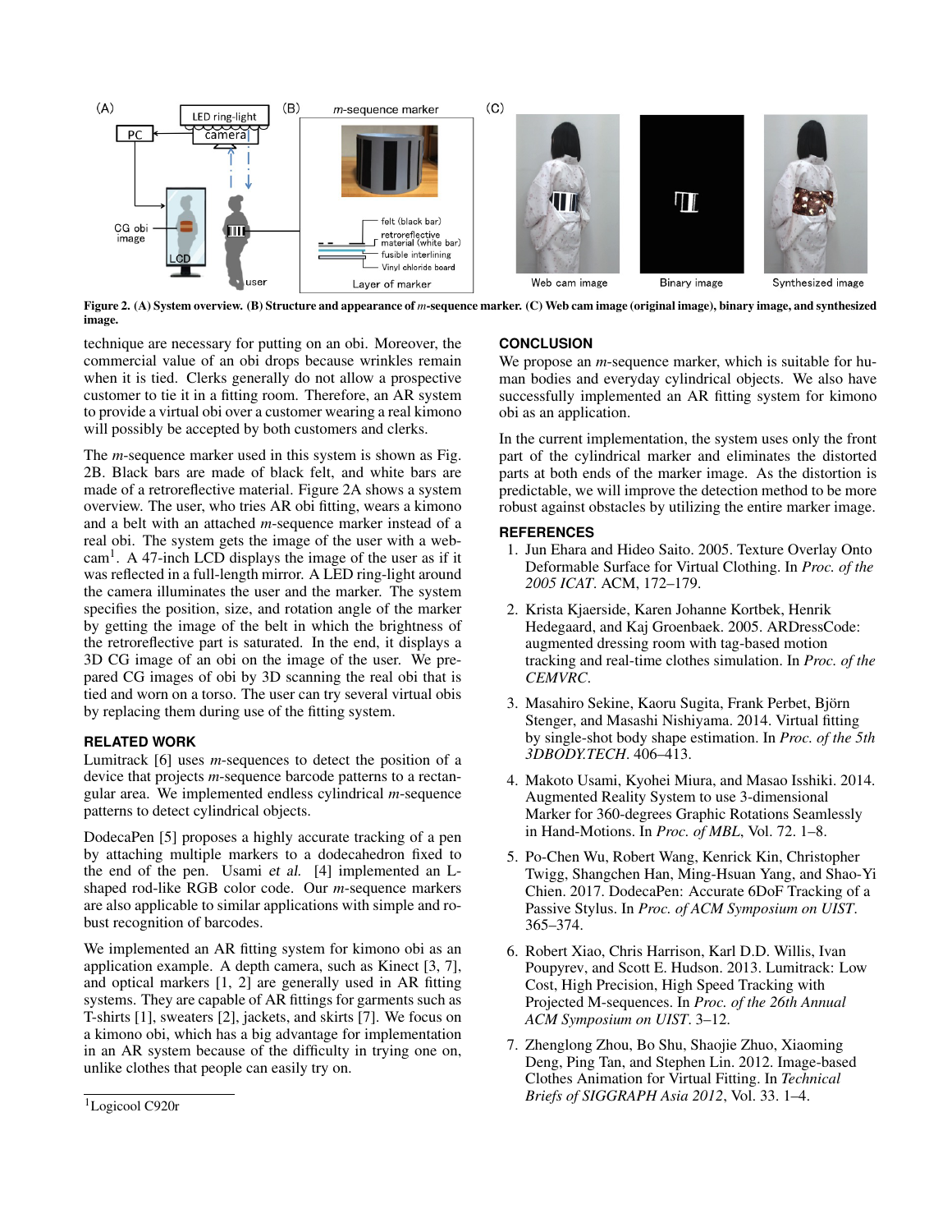(A)

LED ring-light

camera

PC

CG obi image

LCD

user

(B)

*m*-sequence marker

felt (black bar)

retroreflective material (white bar)

fusible interlining

Vinyl chloride board

Layer of marker

(C)

Web cam image

Binary image

Synthesized image

**Figure 2. (A) System overview. (B) Structure and appearance of *m*-sequence marker. (C) Web cam image (original image), binary image, and synthesized image.**

technique are necessary for putting on an obi. Moreover, the commercial value of an obi drops because wrinkles remain when it is tied. Clerks generally do not allow a prospective customer to tie it in a fitting room. Therefore, an AR system to provide a virtual obi over a customer wearing a real kimono will possibly be accepted by both customers and clerks.

The *m*-sequence marker used in this system is shown as Fig. 2B. Black bars are made of black felt, and white bars are made of a retroreflective material. Figure 2A shows a system overview. The user, who tries AR obi fitting, wears a kimono and a belt with an attached *m*-sequence marker instead of a real obi. The system gets the image of the user with a webcam[1]. A 47-inch LCD displays the image of the user as if it was reflected in a full-length mirror. A LED ring-light around the camera illuminates the user and the marker. The system specifies the position, size, and rotation angle of the marker by getting the image of the belt in which the brightness of the retroreflective part is saturated. In the end, it displays a 3D CG image of an obi on the image of the user. We prepared CG images of obi by 3D scanning the real obi that is tied and worn on a torso. The user can try several virtual obis by replacing them during use of the fitting system.

## RELATED WORK

Lumitrack [6] uses *m*-sequences to detect the position of a device that projects *m*-sequence barcode patterns to a rectangular area. We implemented endless cylindrical *m*-sequence patterns to detect cylindrical objects.

DodecaPen [5] proposes a highly accurate tracking of a pen by attaching multiple markers to a dodecahedron fixed to the end of the pen. Usami *et al.* [4] implemented an L-shaped rod-like RGB color code. Our *m*-sequence markers are also applicable to similar applications with simple and robust recognition of barcodes.

We implemented an AR fitting system for kimono obi as an application example. A depth camera, such as Kinect [3, 7], and optical markers [1, 2] are generally used in AR fitting systems. They are capable of AR fittings for garments such as T-shirts [1], sweaters [2], jackets, and skirts [7]. We focus on a kimono obi, which has a big advantage for implementation in an AR system because of the difficulty in trying one on, unlike clothes that people can easily try on.

[1] Logicool C920r

## CONCLUSION

We propose an *m*-sequence marker, which is suitable for human bodies and everyday cylindrical objects. We also have successfully implemented an AR fitting system for kimono obi as an application.

In the current implementation, the system uses only the front part of the cylindrical marker and eliminates the distorted parts at both ends of the marker image. As the distortion is predictable, we will improve the detection method to be more robust against obstacles by utilizing the entire marker image.

## REFERENCES

1. Jun Ehara and Hideo Saito. 2005. Texture Overlay Onto Deformable Surface for Virtual Clothing. In *Proc. of the 2005 ICAT*. ACM, 172–179.
2. Krista Kjaerside, Karen Johanne Kortbek, Henrik Hedegaard, and Kaj Groenbaek. 2005. ARDressCode: augmented dressing room with tag-based motion tracking and real-time clothes simulation. In *Proc. of the CEMVRC*.
3. Masahiro Sekine, Kaoru Sugita, Frank Perbet, Björn Stenger, and Masashi Nishiyama. 2014. Virtual fitting by single-shot body shape estimation. In *Proc. of the 5th 3DBODY.TECH*. 406–413.
4. Makoto Usami, Kyohei Miura, and Masao Isshiki. 2014. Augmented Reality System to use 3-dimensional Marker for 360-degrees Graphic Rotations Seamlessly in Hand-Motions. In *Proc. of MBL*, Vol. 72. 1–8.
5. Po-Chen Wu, Robert Wang, Kenrick Kin, Christopher Twigg, Shangchen Han, Ming-Hsuan Yang, and Shao-Yi Chien. 2017. DodecaPen: Accurate 6DoF Tracking of a Passive Stylus. In *Proc. of ACM Symposium on UIST*. 365–374.
6. Robert Xiao, Chris Harrison, Karl D.D. Willis, Ivan Poupyrev, and Scott E. Hudson. 2013. Lumitrack: Low Cost, High Precision, High Speed Tracking with Projected M-sequences. In *Proc. of the 26th Annual ACM Symposium on UIST*. 3–12.
7. Zhenglong Zhou, Bo Shu, Shaojie Zhuo, Xiaoming Deng, Ping Tan, and Stephen Lin. 2012. Image-based Clothes Animation for Virtual Fitting. In *Technical Briefs of SIGGRAPH Asia 2012*, Vol. 33. 1–4.